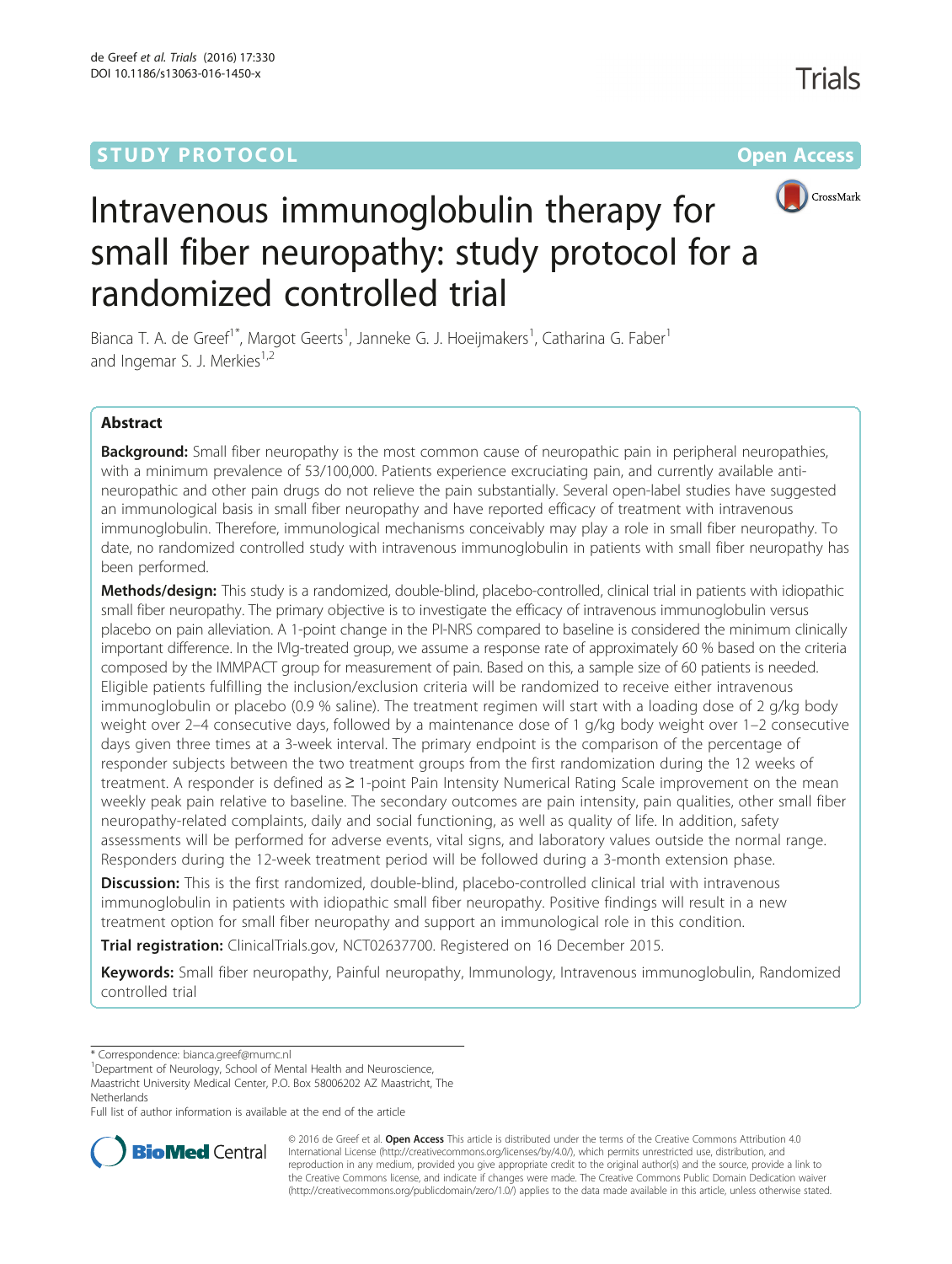STUDY PROTOCOL Open Access

# Intravenous immunoglobulin therapy for small fiber neuropathy: study protocol for a randomized controlled trial

Bianca T. A. de Greef[1*], Margot Geerts[1], Janneke G. J. Hoeijmakers[1], Catharina G. Faber[1] and Ingemar S. J. Merkies[1,2]

## Abstract

**Background:** Small fiber neuropathy is the most common cause of neuropathic pain in peripheral neuropathies, with a minimum prevalence of 53/100,000. Patients experience excruciating pain, and currently available anti-neuropathic and other pain drugs do not relieve the pain substantially. Several open-label studies have suggested an immunological basis in small fiber neuropathy and have reported efficacy of treatment with intravenous immunoglobulin. Therefore, immunological mechanisms conceivably may play a role in small fiber neuropathy. To date, no randomized controlled study with intravenous immunoglobulin in patients with small fiber neuropathy has been performed.

**Methods/design:** This study is a randomized, double-blind, placebo-controlled, clinical trial in patients with idiopathic small fiber neuropathy. The primary objective is to investigate the efficacy of intravenous immunoglobulin versus placebo on pain alleviation. A 1-point change in the PI-NRS compared to baseline is considered the minimum clinically important difference. In the IVIg-treated group, we assume a response rate of approximately 60 % based on the criteria composed by the IMMPACT group for measurement of pain. Based on this, a sample size of 60 patients is needed. Eligible patients fulfilling the inclusion/exclusion criteria will be randomized to receive either intravenous immunoglobulin or placebo (0.9 % saline). The treatment regimen will start with a loading dose of 2 g/kg body weight over 2–4 consecutive days, followed by a maintenance dose of 1 g/kg body weight over 1–2 consecutive days given three times at a 3-week interval. The primary endpoint is the comparison of the percentage of responder subjects between the two treatment groups from the first randomization during the 12 weeks of treatment. A responder is defined as ≥ 1-point Pain Intensity Numerical Rating Scale improvement on the mean weekly peak pain relative to baseline. The secondary outcomes are pain intensity, pain qualities, other small fiber neuropathy-related complaints, daily and social functioning, as well as quality of life. In addition, safety assessments will be performed for adverse events, vital signs, and laboratory values outside the normal range. Responders during the 12-week treatment period will be followed during a 3-month extension phase.

**Discussion:** This is the first randomized, double-blind, placebo-controlled clinical trial with intravenous immunoglobulin in patients with idiopathic small fiber neuropathy. Positive findings will result in a new treatment option for small fiber neuropathy and support an immunological role in this condition.

**Trial registration:** ClinicalTrials.gov, NCT02637700. Registered on 16 December 2015.

**Keywords:** Small fiber neuropathy, Painful neuropathy, Immunology, Intravenous immunoglobulin, Randomized controlled trial

\* Correspondence: bianca.greef@mumc.nl

[1]Department of Neurology, School of Mental Health and Neuroscience, Maastricht University Medical Center, P.O. Box 58006202 AZ Maastricht, The Netherlands

Full list of author information is available at the end of the article

© 2016 de Greef et al. **Open Access** This article is distributed under the terms of the Creative Commons Attribution 4.0 International License (http://creativecommons.org/licenses/by/4.0/), which permits unrestricted use, distribution, and reproduction in any medium, provided you give appropriate credit to the original author(s) and the source, provide a link to the Creative Commons license, and indicate if changes were made. The Creative Commons Public Domain Dedication waiver (http://creativecommons.org/publicdomain/zero/1.0/) applies to the data made available in this article, unless otherwise stated.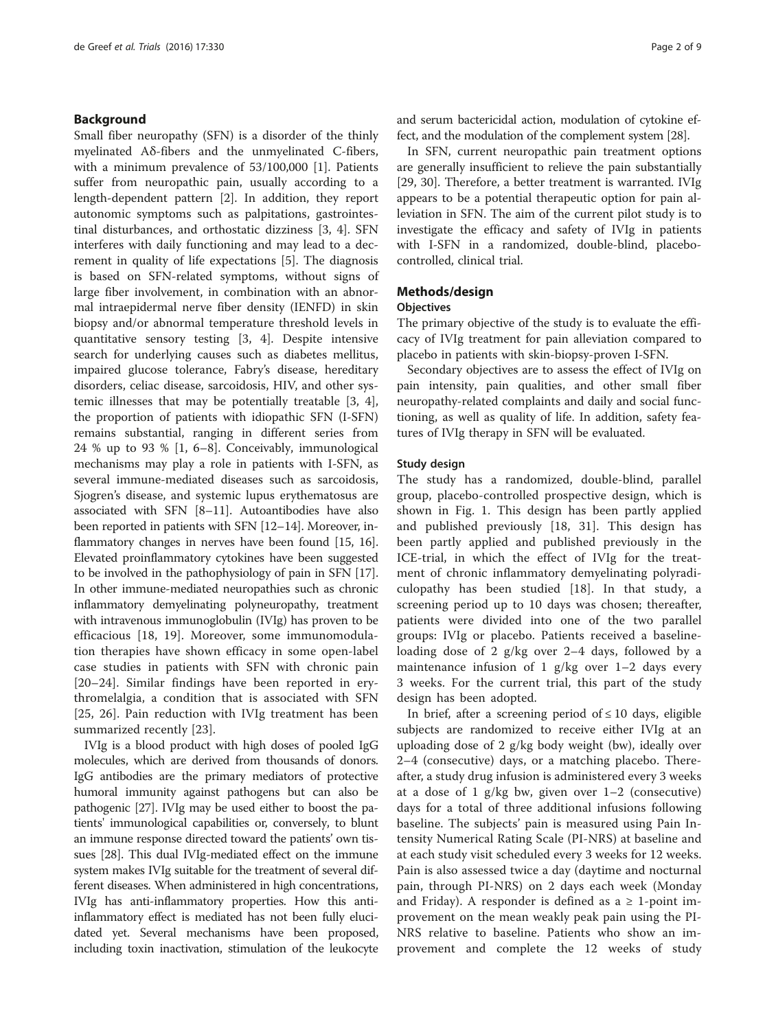## Background

Small fiber neuropathy (SFN) is a disorder of the thinly myelinated Aδ-fibers and the unmyelinated C-fibers, with a minimum prevalence of 53/100,000 [1]. Patients suffer from neuropathic pain, usually according to a length-dependent pattern [2]. In addition, they report autonomic symptoms such as palpitations, gastrointestinal disturbances, and orthostatic dizziness [3, 4]. SFN interferes with daily functioning and may lead to a decrement in quality of life expectations [5]. The diagnosis is based on SFN-related symptoms, without signs of large fiber involvement, in combination with an abnormal intraepidermal nerve fiber density (IENFD) in skin biopsy and/or abnormal temperature threshold levels in quantitative sensory testing [3, 4]. Despite intensive search for underlying causes such as diabetes mellitus, impaired glucose tolerance, Fabry's disease, hereditary disorders, celiac disease, sarcoidosis, HIV, and other systemic illnesses that may be potentially treatable [3, 4], the proportion of patients with idiopathic SFN (I-SFN) remains substantial, ranging in different series from 24 % up to 93 % [1, 6–8]. Conceivably, immunological mechanisms may play a role in patients with I-SFN, as several immune-mediated diseases such as sarcoidosis, Sjogren's disease, and systemic lupus erythematosus are associated with SFN [8–11]. Autoantibodies have also been reported in patients with SFN [12–14]. Moreover, inflammatory changes in nerves have been found [15, 16]. Elevated proinflammatory cytokines have been suggested to be involved in the pathophysiology of pain in SFN [17]. In other immune-mediated neuropathies such as chronic inflammatory demyelinating polyneuropathy, treatment with intravenous immunoglobulin (IVIg) has proven to be efficacious [18, 19]. Moreover, some immunomodulation therapies have shown efficacy in some open-label case studies in patients with SFN with chronic pain [20–24]. Similar findings have been reported in erythromelalgia, a condition that is associated with SFN [25, 26]. Pain reduction with IVIg treatment has been summarized recently [23].

IVIg is a blood product with high doses of pooled IgG molecules, which are derived from thousands of donors. IgG antibodies are the primary mediators of protective humoral immunity against pathogens but can also be pathogenic [27]. IVIg may be used either to boost the patients' immunological capabilities or, conversely, to blunt an immune response directed toward the patients' own tissues [28]. This dual IVIg-mediated effect on the immune system makes IVIg suitable for the treatment of several different diseases. When administered in high concentrations, IVIg has anti-inflammatory properties. How this anti-inflammatory effect is mediated has not been fully elucidated yet. Several mechanisms have been proposed, including toxin inactivation, stimulation of the leukocyte and serum bactericidal action, modulation of cytokine effect, and the modulation of the complement system [28].

In SFN, current neuropathic pain treatment options are generally insufficient to relieve the pain substantially [29, 30]. Therefore, a better treatment is warranted. IVIg appears to be a potential therapeutic option for pain alleviation in SFN. The aim of the current pilot study is to investigate the efficacy and safety of IVIg in patients with I-SFN in a randomized, double-blind, placebo-controlled, clinical trial.

## Methods/design

### Objectives

The primary objective of the study is to evaluate the efficacy of IVIg treatment for pain alleviation compared to placebo in patients with skin-biopsy-proven I-SFN.

Secondary objectives are to assess the effect of IVIg on pain intensity, pain qualities, and other small fiber neuropathy-related complaints and daily and social functioning, as well as quality of life. In addition, safety features of IVIg therapy in SFN will be evaluated.

### Study design

The study has a randomized, double-blind, parallel group, placebo-controlled prospective design, which is shown in Fig. 1. This design has been partly applied and published previously [18, 31]. This design has been partly applied and published previously in the ICE-trial, in which the effect of IVIg for the treatment of chronic inflammatory demyelinating polyradiculopathy has been studied [18]. In that study, a screening period up to 10 days was chosen; thereafter, patients were divided into one of the two parallel groups: IVIg or placebo. Patients received a baseline-loading dose of 2 g/kg over 2–4 days, followed by a maintenance infusion of 1 g/kg over 1–2 days every 3 weeks. For the current trial, this part of the study design has been adopted.

In brief, after a screening period of ≤ 10 days, eligible subjects are randomized to receive either IVIg at an uploading dose of 2 g/kg body weight (bw), ideally over 2–4 (consecutive) days, or a matching placebo. Thereafter, a study drug infusion is administered every 3 weeks at a dose of 1 g/kg bw, given over 1–2 (consecutive) days for a total of three additional infusions following baseline. The subjects' pain is measured using Pain Intensity Numerical Rating Scale (PI-NRS) at baseline and at each study visit scheduled every 3 weeks for 12 weeks. Pain is also assessed twice a day (daytime and nocturnal pain, through PI-NRS) on 2 days each week (Monday and Friday). A responder is defined as a ≥ 1-point improvement on the mean weakly peak pain using the PI-NRS relative to baseline. Patients who show an improvement and complete the 12 weeks of study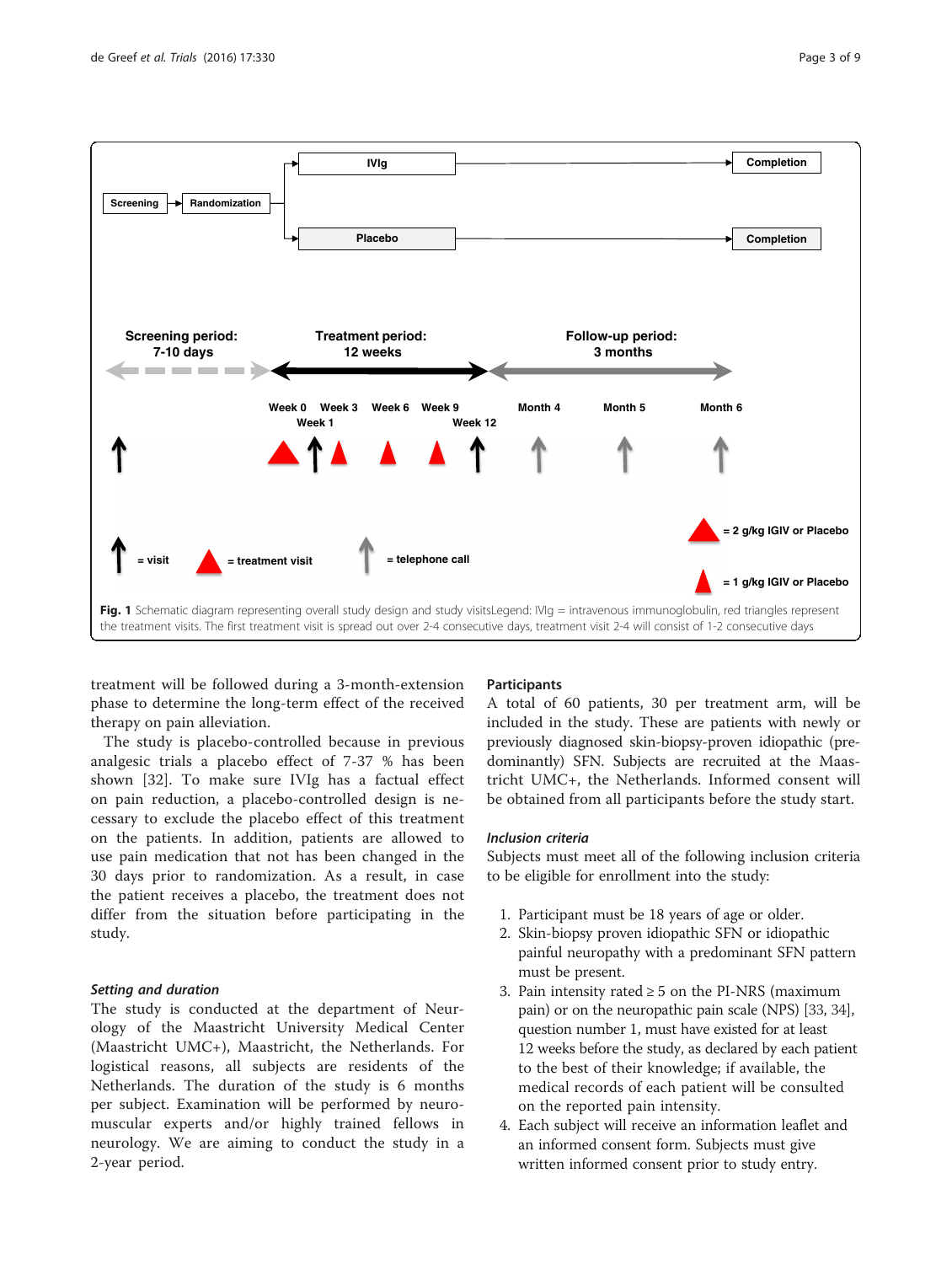Fig. 1 Schematic diagram representing overall study design and study visitsLegend: IVIg = intravenous immunoglobulin, red triangles represent the treatment visits. The first treatment visit is spread out over 2-4 consecutive days, treatment visit 2-4 will consist of 1-2 consecutive days

treatment will be followed during a 3-month-extension phase to determine the long-term effect of the received therapy on pain alleviation.

The study is placebo-controlled because in previous analgesic trials a placebo effect of 7-37 % has been shown [32]. To make sure IVIg has a factual effect on pain reduction, a placebo-controlled design is necessary to exclude the placebo effect of this treatment on the patients. In addition, patients are allowed to use pain medication that not has been changed in the 30 days prior to randomization. As a result, in case the patient receives a placebo, the treatment does not differ from the situation before participating in the study.

### *Setting and duration*

The study is conducted at the department of Neurology of the Maastricht University Medical Center (Maastricht UMC+), Maastricht, the Netherlands. For logistical reasons, all subjects are residents of the Netherlands. The duration of the study is 6 months per subject. Examination will be performed by neuromuscular experts and/or highly trained fellows in neurology. We are aiming to conduct the study in a 2-year period.

### Participants

A total of 60 patients, 30 per treatment arm, will be included in the study. These are patients with newly or previously diagnosed skin-biopsy-proven idiopathic (predominantly) SFN. Subjects are recruited at the Maastricht UMC+, the Netherlands. Informed consent will be obtained from all participants before the study start.

### *Inclusion criteria*

Subjects must meet all of the following inclusion criteria to be eligible for enrollment into the study:

1. Participant must be 18 years of age or older.
2. Skin-biopsy proven idiopathic SFN or idiopathic painful neuropathy with a predominant SFN pattern must be present.
3. Pain intensity rated ≥ 5 on the PI-NRS (maximum pain) or on the neuropathic pain scale (NPS) [33, 34], question number 1, must have existed for at least 12 weeks before the study, as declared by each patient to the best of their knowledge; if available, the medical records of each patient will be consulted on the reported pain intensity.
4. Each subject will receive an information leaflet and an informed consent form. Subjects must give written informed consent prior to study entry.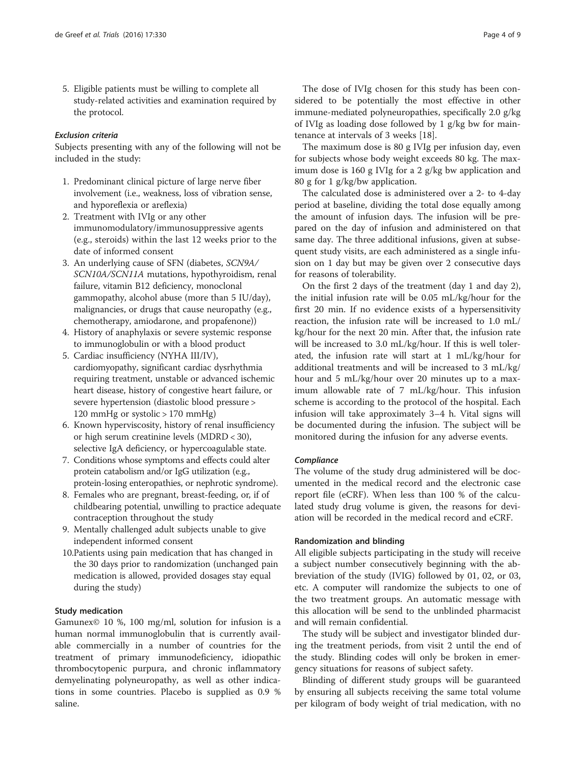5. Eligible patients must be willing to complete all study-related activities and examination required by the protocol.

#### *Exclusion criteria*

Subjects presenting with any of the following will not be included in the study:

1. Predominant clinical picture of large nerve fiber involvement (i.e., weakness, loss of vibration sense, and hyporeflexia or areflexia)
2. Treatment with IVIg or any other immunomodulatory/immunosuppressive agents (e.g., steroids) within the last 12 weeks prior to the date of informed consent
3. An underlying cause of SFN (diabetes, *SCN9A/SCN10A/SCN11A* mutations, hypothyroidism, renal failure, vitamin B12 deficiency, monoclonal gammopathy, alcohol abuse (more than 5 IU/day), malignancies, or drugs that cause neuropathy (e.g., chemotherapy, amiodarone, and propafenone))
4. History of anaphylaxis or severe systemic response to immunoglobulin or with a blood product
5. Cardiac insufficiency (NYHA III/IV), cardiomyopathy, significant cardiac dysrhythmia requiring treatment, unstable or advanced ischemic heart disease, history of congestive heart failure, or severe hypertension (diastolic blood pressure > 120 mmHg or systolic > 170 mmHg)
6. Known hyperviscosity, history of renal insufficiency or high serum creatinine levels (MDRD < 30), selective IgA deficiency, or hypercoagulable state.
7. Conditions whose symptoms and effects could alter protein catabolism and/or IgG utilization (e.g., protein-losing enteropathies, or nephrotic syndrome).
8. Females who are pregnant, breast-feeding, or, if of childbearing potential, unwilling to practice adequate contraception throughout the study
9. Mentally challenged adult subjects unable to give independent informed consent
10. Patients using pain medication that has changed in the 30 days prior to randomization (unchanged pain medication is allowed, provided dosages stay equal during the study)

### Study medication

Gamunex© 10 %, 100 mg/ml, solution for infusion is a human normal immunoglobulin that is currently available commercially in a number of countries for the treatment of primary immunodeficiency, idiopathic thrombocytopenic purpura, and chronic inflammatory demyelinating polyneuropathy, as well as other indications in some countries. Placebo is supplied as 0.9 % saline.

The dose of IVIg chosen for this study has been considered to be potentially the most effective in other immune-mediated polyneuropathies, specifically 2.0 g/kg of IVIg as loading dose followed by 1 g/kg bw for maintenance at intervals of 3 weeks [18].

The maximum dose is 80 g IVIg per infusion day, even for subjects whose body weight exceeds 80 kg. The maximum dose is 160 g IVIg for a 2 g/kg bw application and 80 g for 1 g/kg/bw application.

The calculated dose is administered over a 2- to 4-day period at baseline, dividing the total dose equally among the amount of infusion days. The infusion will be prepared on the day of infusion and administered on that same day. The three additional infusions, given at subsequent study visits, are each administered as a single infusion on 1 day but may be given over 2 consecutive days for reasons of tolerability.

On the first 2 days of the treatment (day 1 and day 2), the initial infusion rate will be 0.05 mL/kg/hour for the first 20 min. If no evidence exists of a hypersensitivity reaction, the infusion rate will be increased to 1.0 mL/kg/hour for the next 20 min. After that, the infusion rate will be increased to 3.0 mL/kg/hour. If this is well tolerated, the infusion rate will start at 1 mL/kg/hour for additional treatments and will be increased to 3 mL/kg/hour and 5 mL/kg/hour over 20 minutes up to a maximum allowable rate of 7 mL/kg/hour. This infusion scheme is according to the protocol of the hospital. Each infusion will take approximately 3–4 h. Vital signs will be documented during the infusion. The subject will be monitored during the infusion for any adverse events.

#### *Compliance*

The volume of the study drug administered will be documented in the medical record and the electronic case report file (eCRF). When less than 100 % of the calculated study drug volume is given, the reasons for deviation will be recorded in the medical record and eCRF.

### Randomization and blinding

All eligible subjects participating in the study will receive a subject number consecutively beginning with the abbreviation of the study (IVIG) followed by 01, 02, or 03, etc. A computer will randomize the subjects to one of the two treatment groups. An automatic message with this allocation will be send to the unblinded pharmacist and will remain confidential.

The study will be subject and investigator blinded during the treatment periods, from visit 2 until the end of the study. Blinding codes will only be broken in emergency situations for reasons of subject safety.

Blinding of different study groups will be guaranteed by ensuring all subjects receiving the same total volume per kilogram of body weight of trial medication, with no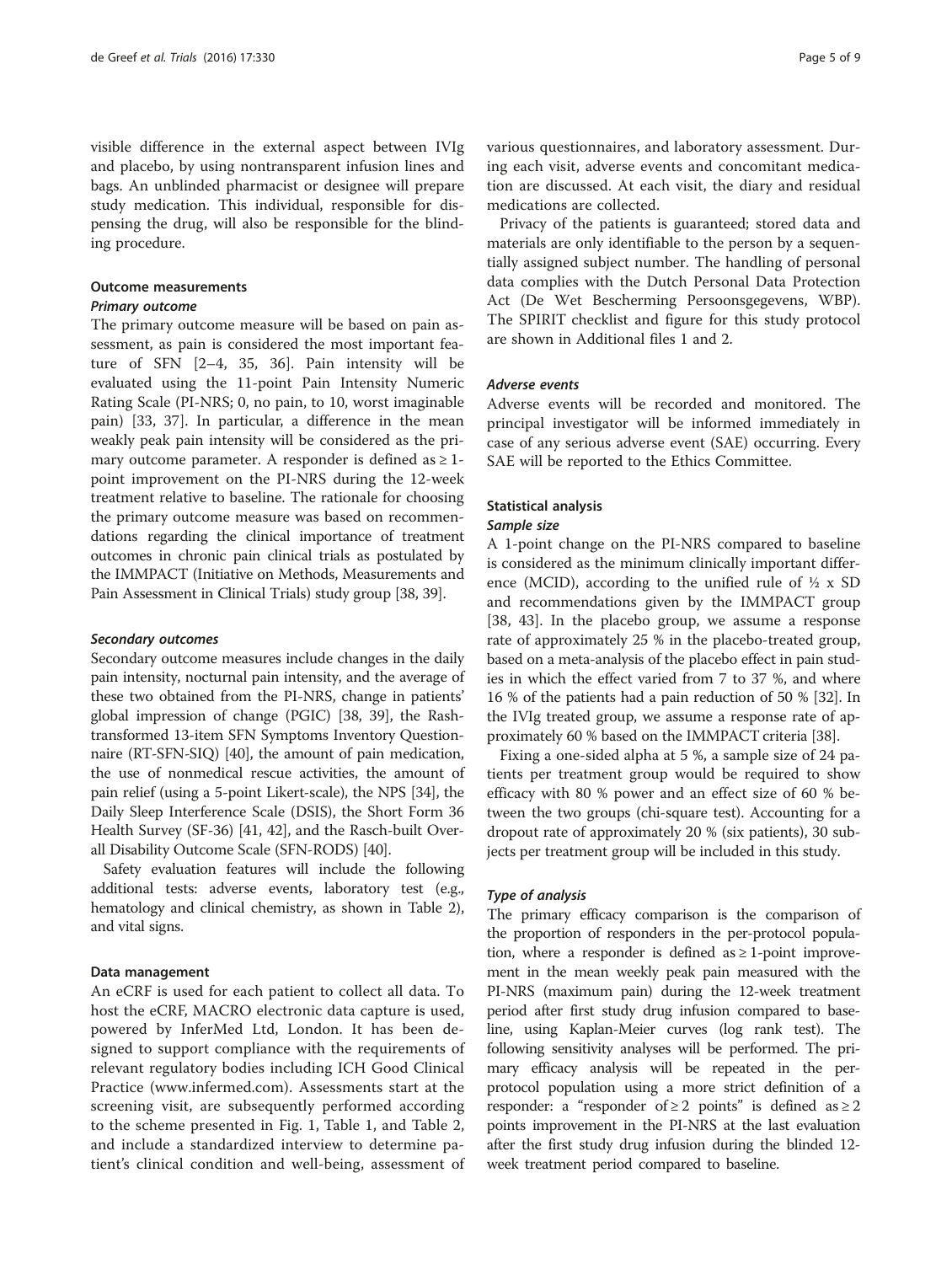visible difference in the external aspect between IVIg and placebo, by using nontransparent infusion lines and bags. An unblinded pharmacist or designee will prepare study medication. This individual, responsible for dispensing the drug, will also be responsible for the blinding procedure.

## Outcome measurements

### *Primary outcome*

The primary outcome measure will be based on pain assessment, as pain is considered the most important feature of SFN [2–4, 35, 36]. Pain intensity will be evaluated using the 11-point Pain Intensity Numeric Rating Scale (PI-NRS; 0, no pain, to 10, worst imaginable pain) [33, 37]. In particular, a difference in the mean weakly peak pain intensity will be considered as the primary outcome parameter. A responder is defined as ≥ 1-point improvement on the PI-NRS during the 12-week treatment relative to baseline. The rationale for choosing the primary outcome measure was based on recommendations regarding the clinical importance of treatment outcomes in chronic pain clinical trials as postulated by the IMMPACT (Initiative on Methods, Measurements and Pain Assessment in Clinical Trials) study group [38, 39].

### *Secondary outcomes*

Secondary outcome measures include changes in the daily pain intensity, nocturnal pain intensity, and the average of these two obtained from the PI-NRS, change in patients' global impression of change (PGIC) [38, 39], the Rash-transformed 13-item SFN Symptoms Inventory Questionnaire (RT-SFN-SIQ) [40], the amount of pain medication, the use of nonmedical rescue activities, the amount of pain relief (using a 5-point Likert-scale), the NPS [34], the Daily Sleep Interference Scale (DSIS), the Short Form 36 Health Survey (SF-36) [41, 42], and the Rasch-built Overall Disability Outcome Scale (SFN-RODS) [40].

Safety evaluation features will include the following additional tests: adverse events, laboratory test (e.g., hematology and clinical chemistry, as shown in Table 2), and vital signs.

## Data management

An eCRF is used for each patient to collect all data. To host the eCRF, MACRO electronic data capture is used, powered by InferMed Ltd, London. It has been designed to support compliance with the requirements of relevant regulatory bodies including ICH Good Clinical Practice (www.infermed.com). Assessments start at the screening visit, are subsequently performed according to the scheme presented in Fig. 1, Table 1, and Table 2, and include a standardized interview to determine patient's clinical condition and well-being, assessment of various questionnaires, and laboratory assessment. During each visit, adverse events and concomitant medication are discussed. At each visit, the diary and residual medications are collected.

Privacy of the patients is guaranteed; stored data and materials are only identifiable to the person by a sequentially assigned subject number. The handling of personal data complies with the Dutch Personal Data Protection Act (De Wet Bescherming Persoonsgegevens, WBP). The SPIRIT checklist and figure for this study protocol are shown in Additional files 1 and 2.

### *Adverse events*

Adverse events will be recorded and monitored. The principal investigator will be informed immediately in case of any serious adverse event (SAE) occurring. Every SAE will be reported to the Ethics Committee.

## Statistical analysis

### *Sample size*

A 1-point change on the PI-NRS compared to baseline is considered as the minimum clinically important difference (MCID), according to the unified rule of ½ x SD and recommendations given by the IMMPACT group [38, 43]. In the placebo group, we assume a response rate of approximately 25 % in the placebo-treated group, based on a meta-analysis of the placebo effect in pain studies in which the effect varied from 7 to 37 %, and where 16 % of the patients had a pain reduction of 50 % [32]. In the IVIg treated group, we assume a response rate of approximately 60 % based on the IMMPACT criteria [38].

Fixing a one-sided alpha at 5 %, a sample size of 24 patients per treatment group would be required to show efficacy with 80 % power and an effect size of 60 % between the two groups (chi-square test). Accounting for a dropout rate of approximately 20 % (six patients), 30 subjects per treatment group will be included in this study.

### *Type of analysis*

The primary efficacy comparison is the comparison of the proportion of responders in the per-protocol population, where a responder is defined as ≥ 1-point improvement in the mean weekly peak pain measured with the PI-NRS (maximum pain) during the 12-week treatment period after first study drug infusion compared to baseline, using Kaplan-Meier curves (log rank test). The following sensitivity analyses will be performed. The primary efficacy analysis will be repeated in the per-protocol population using a more strict definition of a responder: a "responder of ≥ 2 points" is defined as ≥ 2 points improvement in the PI-NRS at the last evaluation after the first study drug infusion during the blinded 12-week treatment period compared to baseline.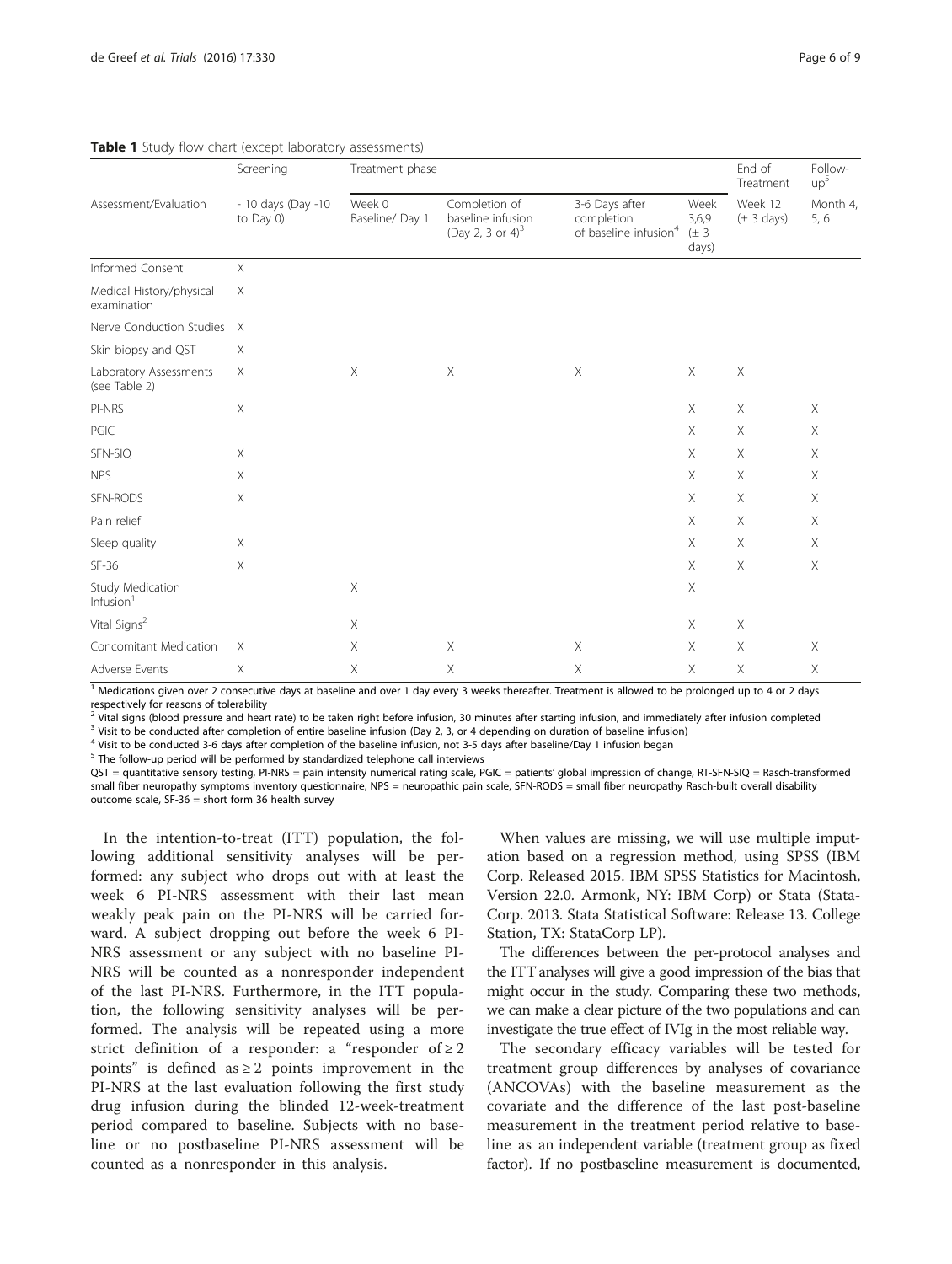**Table 1** Study flow chart (except laboratory assessments)

| Assessment/Evaluation | Screening | Treatment phase | | | | End of Treatment | Follow-up[5] |
|---|---|---|---|---|---|---|---|
| | - 10 days (Day -10 to Day 0) | Week 0 Baseline/ Day 1 | Completion of baseline infusion (Day 2, 3 or 4)[3] | 3-6 Days after completion of baseline infusion[4] | Week 3,6,9 (± 3 days) | Week 12 (± 3 days) | Month 4, 5, 6 |
| Informed Consent | X | | | | | | |
| Medical History/physical examination | X | | | | | | |
| Nerve Conduction Studies | X | | | | | | |
| Skin biopsy and QST | X | | | | | | |
| Laboratory Assessments (see Table 2) | X | X | X | X | X | X | |
| PI-NRS | X | | | | X | X | X |
| PGIC | | | | | X | X | X |
| SFN-SIQ | X | | | | X | X | X |
| NPS | X | | | | X | X | X |
| SFN-RODS | X | | | | X | X | X |
| Pain relief | | | | | X | X | X |
| Sleep quality | X | | | | X | X | X |
| SF-36 | X | | | | X | X | X |
| Study Medication Infusion[1] | | X | | | X | | |
| Vital Signs[2] | | X | | | X | X | |
| Concomitant Medication | X | X | X | X | X | X | X |
| Adverse Events | X | X | X | X | X | X | X |

[1] Medications given over 2 consecutive days at baseline and over 1 day every 3 weeks thereafter. Treatment is allowed to be prolonged up to 4 or 2 days respectively for reasons of tolerability
[2] Vital signs (blood pressure and heart rate) to be taken right before infusion, 30 minutes after starting infusion, and immediately after infusion completed
[3] Visit to be conducted after completion of entire baseline infusion (Day 2, 3, or 4 depending on duration of baseline infusion)
[4] Visit to be conducted 3-6 days after completion of the baseline infusion, not 3-5 days after baseline/Day 1 infusion began
[5] The follow-up period will be performed by standardized telephone call interviews
QST = quantitative sensory testing, PI-NRS = pain intensity numerical rating scale, PGIC = patients' global impression of change, RT-SFN-SIQ = Rasch-transformed small fiber neuropathy symptoms inventory questionnaire, NPS = neuropathic pain scale, SFN-RODS = small fiber neuropathy Rasch-built overall disability outcome scale, SF-36 = short form 36 health survey

In the intention-to-treat (ITT) population, the following additional sensitivity analyses will be performed: any subject who drops out with at least the week 6 PI-NRS assessment with their last mean weakly peak pain on the PI-NRS will be carried forward. A subject dropping out before the week 6 PI-NRS assessment or any subject with no baseline PI-NRS will be counted as a nonresponder independent of the last PI-NRS. Furthermore, in the ITT population, the following sensitivity analyses will be performed. The analysis will be repeated using a more strict definition of a responder: a "responder of ≥ 2 points" is defined as ≥ 2 points improvement in the PI-NRS at the last evaluation following the first study drug infusion during the blinded 12-week-treatment period compared to baseline. Subjects with no baseline or no postbaseline PI-NRS assessment will be counted as a nonresponder in this analysis.

When values are missing, we will use multiple imputation based on a regression method, using SPSS (IBM Corp. Released 2015. IBM SPSS Statistics for Macintosh, Version 22.0. Armonk, NY: IBM Corp) or Stata (StataCorp. 2013. Stata Statistical Software: Release 13. College Station, TX: StataCorp LP).

The differences between the per-protocol analyses and the ITT analyses will give a good impression of the bias that might occur in the study. Comparing these two methods, we can make a clear picture of the two populations and can investigate the true effect of IVIg in the most reliable way.

The secondary efficacy variables will be tested for treatment group differences by analyses of covariance (ANCOVAs) with the baseline measurement as the covariate and the difference of the last post-baseline measurement in the treatment period relative to baseline as an independent variable (treatment group as fixed factor). If no postbaseline measurement is documented,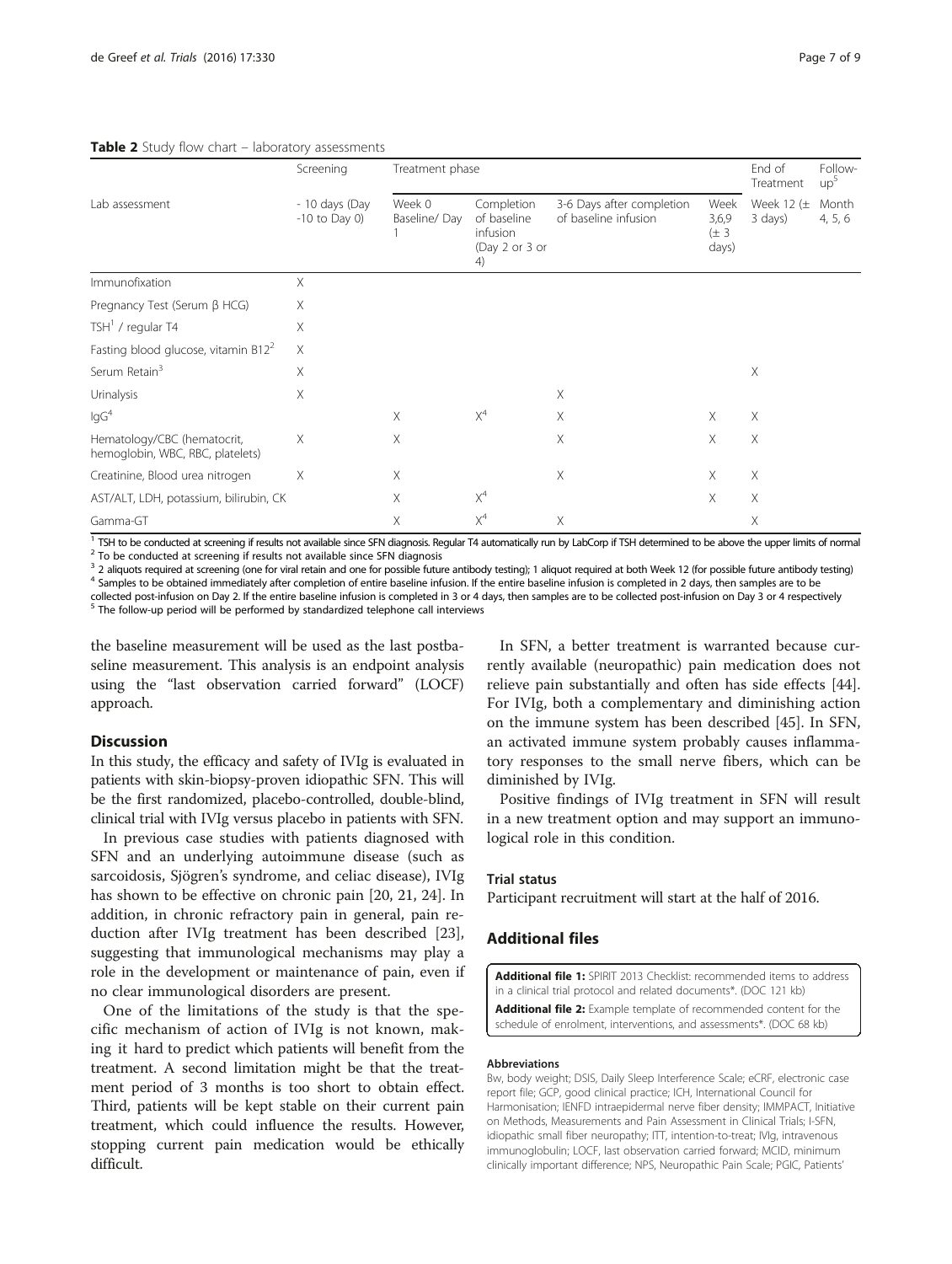**Table 2** Study flow chart – laboratory assessments

| Lab assessment | Screening | Treatment phase | | | | End of Treatment | Follow-up[5] |
|---|---|---|---|---|---|---|---|
| | - 10 days (Day -10 to Day 0) | Week 0 Baseline/ Day 1 | Completion of baseline infusion (Day 2 or 3 or 4) | 3-6 Days after completion of baseline infusion | Week 3,6,9 (± 3 days) | Week 12 (± 3 days) | Month 4, 5, 6 |
| Immunofixation | X | | | | | | |
| Pregnancy Test (Serum β HCG) | X | | | | | | |
| TSH[1] / regular T4 | X | | | | | | |
| Fasting blood glucose, vitamin B12[2] | X | | | | | | |
| Serum Retain[3] | X | | | | | X | |
| Urinalysis | X | | | X | | | |
| IgG[4] | | X | X[4] | X | X | X | |
| Hematology/CBC (hematocrit, hemoglobin, WBC, RBC, platelets) | X | X | | X | X | X | |
| Creatinine, Blood urea nitrogen | X | X | | X | X | X | |
| AST/ALT, LDH, potassium, bilirubin, CK | | X | X[4] | | X | X | |
| Gamma-GT | | X | X[4] | X | | X | |

[1] TSH to be conducted at screening if results not available since SFN diagnosis. Regular T4 automatically run by LabCorp if TSH determined to be above the upper limits of normal
[2] To be conducted at screening if results not available since SFN diagnosis
[3] 2 aliquots required at screening (one for viral retain and one for possible future antibody testing); 1 aliquot required at both Week 12 (for possible future antibody testing)
[4] Samples to be obtained immediately after completion of entire baseline infusion. If the entire baseline infusion is completed in 2 days, then samples are to be collected post-infusion on Day 2. If the entire baseline infusion is completed in 3 or 4 days, then samples are to be collected post-infusion on Day 3 or 4 respectively
[5] The follow-up period will be performed by standardized telephone call interviews

the baseline measurement will be used as the last postbaseline measurement. This analysis is an endpoint analysis using the "last observation carried forward" (LOCF) approach.

## Discussion

In this study, the efficacy and safety of IVIg is evaluated in patients with skin-biopsy-proven idiopathic SFN. This will be the first randomized, placebo-controlled, double-blind, clinical trial with IVIg versus placebo in patients with SFN.

In previous case studies with patients diagnosed with SFN and an underlying autoimmune disease (such as sarcoidosis, Sjögren's syndrome, and celiac disease), IVIg has shown to be effective on chronic pain [20, 21, 24]. In addition, in chronic refractory pain in general, pain reduction after IVIg treatment has been described [23], suggesting that immunological mechanisms may play a role in the development or maintenance of pain, even if no clear immunological disorders are present.

One of the limitations of the study is that the specific mechanism of action of IVIg is not known, making it hard to predict which patients will benefit from the treatment. A second limitation might be that the treatment period of 3 months is too short to obtain effect. Third, patients will be kept stable on their current pain treatment, which could influence the results. However, stopping current pain medication would be ethically difficult.

In SFN, a better treatment is warranted because currently available (neuropathic) pain medication does not relieve pain substantially and often has side effects [44]. For IVIg, both a complementary and diminishing action on the immune system has been described [45]. In SFN, an activated immune system probably causes inflammatory responses to the small nerve fibers, which can be diminished by IVIg.

Positive findings of IVIg treatment in SFN will result in a new treatment option and may support an immunological role in this condition.

### Trial status

Participant recruitment will start at the half of 2016.

## Additional files

**Additional file 1:** SPIRIT 2013 Checklist: recommended items to address in a clinical trial protocol and related documents*. (DOC 121 kb)

**Additional file 2:** Example template of recommended content for the schedule of enrolment, interventions, and assessments*. (DOC 68 kb)

#### Abbreviations

Bw, body weight; DSIS, Daily Sleep Interference Scale; eCRF, electronic case report file; GCP, good clinical practice; ICH, International Council for Harmonisation; IENFD intraepidermal nerve fiber density; IMMPACT, Initiative on Methods, Measurements and Pain Assessment in Clinical Trials; I-SFN, idiopathic small fiber neuropathy; ITT, intention-to-treat; IVIg, intravenous immunoglobulin; LOCF, last observation carried forward; MCID, minimum clinically important difference; NPS, Neuropathic Pain Scale; PGIC, Patients'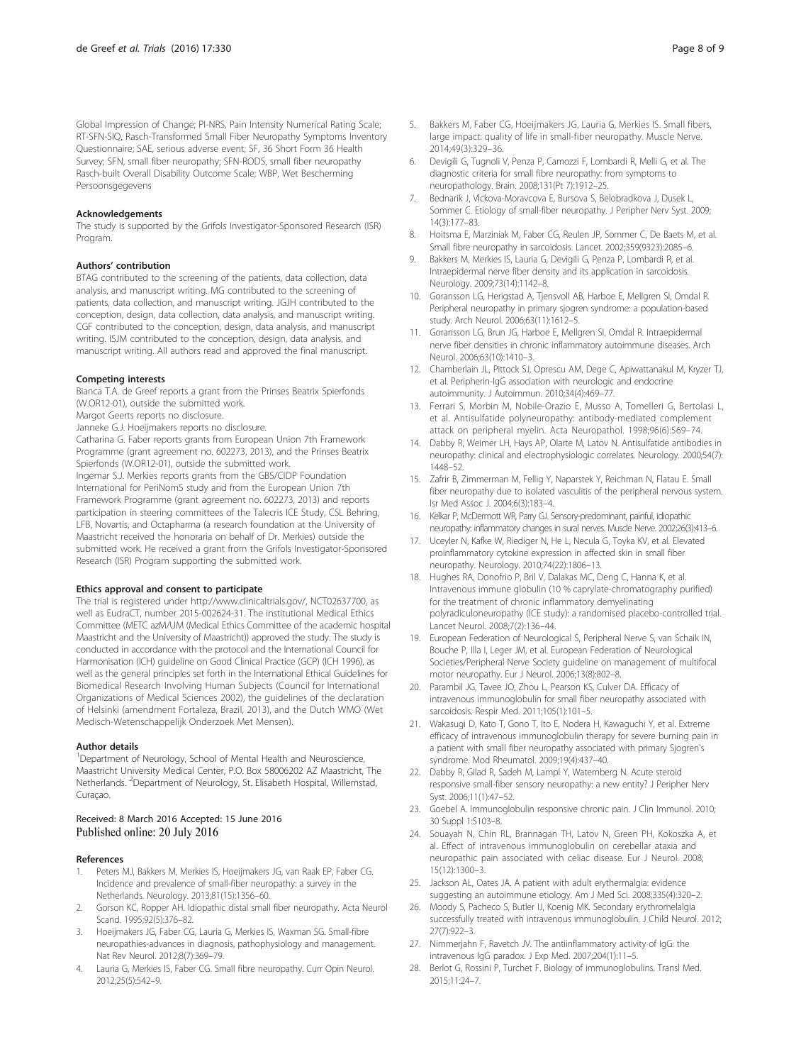Global Impression of Change; PI-NRS, Pain Intensity Numerical Rating Scale; RT-SFN-SIQ, Rasch-Transformed Small Fiber Neuropathy Symptoms Inventory Questionnaire; SAE, serious adverse event; SF, 36 Short Form 36 Health Survey; SFN, small fiber neuropathy; SFN-RODS, small fiber neuropathy Rasch-built Overall Disability Outcome Scale; WBP, Wet Bescherming Persoonsgegevens

#### Acknowledgements

The study is supported by the Grifols Investigator-Sponsored Research (ISR) Program.

#### Authors' contribution

BTAG contributed to the screening of the patients, data collection, data analysis, and manuscript writing. MG contributed to the screening of patients, data collection, and manuscript writing. JGJH contributed to the conception, design, data collection, data analysis, and manuscript writing. CGF contributed to the conception, design, data analysis, and manuscript writing. ISJM contributed to the conception, design, data analysis, and manuscript writing. All authors read and approved the final manuscript.

#### Competing interests

Bianca T.A. de Greef reports a grant from the Prinses Beatrix Spierfonds (W.OR12-01), outside the submitted work.
Margot Geerts reports no disclosure.
Janneke G.J. Hoeijmakers reports no disclosure.
Catharina G. Faber reports grants from European Union 7th Framework Programme (grant agreement no. 602273, 2013), and the Prinses Beatrix Spierfonds (W.OR12-01), outside the submitted work.
Ingemar S.J. Merkies reports grants from the GBS/CIDP Foundation International for PeriNomS study and from the European Union 7th Framework Programme (grant agreement no. 602273, 2013) and reports participation in steering committees of the Talecris ICE Study, CSL Behring, LFB, Novartis, and Octapharma (a research foundation at the University of Maastricht received the honoraria on behalf of Dr. Merkies) outside the submitted work. He received a grant from the Grifols Investigator-Sponsored Research (ISR) Program supporting the submitted work.

#### Ethics approval and consent to participate

The trial is registered under http://www.clinicaltrials.gov/, NCT02637700, as well as EudraCT, number 2015-002624-31. The institutional Medical Ethics Committee (METC azM/UM (Medical Ethics Committee of the academic hospital Maastricht and the University of Maastricht)) approved the study. The study is conducted in accordance with the protocol and the International Council for Harmonisation (ICH) guideline on Good Clinical Practice (GCP) (ICH 1996), as well as the general principles set forth in the International Ethical Guidelines for Biomedical Research Involving Human Subjects (Council for International Organizations of Medical Sciences 2002), the guidelines of the declaration of Helsinki (amendment Fortaleza, Brazil, 2013), and the Dutch WMO (Wet Medisch-Wetenschappelijk Onderzoek Met Mensen).

#### Author details

[1]Department of Neurology, School of Mental Health and Neuroscience, Maastricht University Medical Center, P.O. Box 58006202 AZ Maastricht, The Netherlands. [2]Department of Neurology, St. Elisabeth Hospital, Willemstad, Curaçao.

Received: 8 March 2016 Accepted: 15 June 2016
Published online: 20 July 2016

#### References

1. Peters MJ, Bakkers M, Merkies IS, Hoeijmakers JG, van Raak EP, Faber CG. Incidence and prevalence of small-fiber neuropathy: a survey in the Netherlands. Neurology. 2013;81(15):1356–60.
2. Gorson KC, Ropper AH. Idiopathic distal small fiber neuropathy. Acta Neurol Scand. 1995;92(5):376–82.
3. Hoeijmakers JG, Faber CG, Lauria G, Merkies IS, Waxman SG. Small-fibre neuropathies-advances in diagnosis, pathophysiology and management. Nat Rev Neurol. 2012;8(7):369–79.
4. Lauria G, Merkies IS, Faber CG. Small fibre neuropathy. Curr Opin Neurol. 2012;25(5):542–9.
5. Bakkers M, Faber CG, Hoeijmakers JG, Lauria G, Merkies IS. Small fibers, large impact: quality of life in small-fiber neuropathy. Muscle Nerve. 2014;49(3):329–36.
6. Devigili G, Tugnoli V, Penza P, Camozzi F, Lombardi R, Melli G, et al. The diagnostic criteria for small fibre neuropathy: from symptoms to neuropathology. Brain. 2008;131(Pt 7):1912–25.
7. Bednarik J, Vlckova-Moravcova E, Bursova S, Belobradkova J, Dusek L, Sommer C. Etiology of small-fiber neuropathy. J Peripher Nerv Syst. 2009; 14(3):177–83.
8. Hoitsma E, Marziniak M, Faber CG, Reulen JP, Sommer C, De Baets M, et al. Small fibre neuropathy in sarcoidosis. Lancet. 2002;359(9323):2085–6.
9. Bakkers M, Merkies IS, Lauria G, Devigili G, Penza P, Lombardi R, et al. Intraepidermal nerve fiber density and its application in sarcoidosis. Neurology. 2009;73(14):1142–8.
10. Goransson LG, Herigstad A, Tjensvoll AB, Harboe E, Mellgren SI, Omdal R. Peripheral neuropathy in primary sjogren syndrome: a population-based study. Arch Neurol. 2006;63(11):1612–5.
11. Goransson LG, Brun JG, Harboe E, Mellgren SI, Omdal R. Intraepidermal nerve fiber densities in chronic inflammatory autoimmune diseases. Arch Neurol. 2006;63(10):1410–3.
12. Chamberlain JL, Pittock SJ, Oprescu AM, Dege C, Apiwattanakul M, Kryzer TJ, et al. Peripherin-IgG association with neurologic and endocrine autoimmunity. J Autoimmun. 2010;34(4):469–77.
13. Ferrari S, Morbin M, Nobile-Orazio E, Musso A, Tomelleri G, Bertolasi L, et al. Antisulfatide polyneuropathy: antibody-mediated complement attack on peripheral myelin. Acta Neuropathol. 1998;96(6):569–74.
14. Dabby R, Weimer LH, Hays AP, Olarte M, Latov N. Antisulfatide antibodies in neuropathy: clinical and electrophysiologic correlates. Neurology. 2000;54(7): 1448–52.
15. Zafrir B, Zimmerman M, Fellig Y, Naparstek Y, Reichman N, Flatau E. Small fiber neuropathy due to isolated vasculitis of the peripheral nervous system. Isr Med Assoc J. 2004;6(3):183–4.
16. Kelkar P, McDermott WR, Parry GJ. Sensory-predominant, painful, idiopathic neuropathy: inflammatory changes in sural nerves. Muscle Nerve. 2002;26(3):413–6.
17. Uceyler N, Kafke W, Riediger N, He L, Necula G, Toyka KV, et al. Elevated proinflammatory cytokine expression in affected skin in small fiber neuropathy. Neurology. 2010;74(22):1806–13.
18. Hughes RA, Donofrio P, Bril V, Dalakas MC, Deng C, Hanna K, et al. Intravenous immune globulin (10 % caprylate-chromatography purified) for the treatment of chronic inflammatory demyelinating polyradiculoneuropathy (ICE study): a randomised placebo-controlled trial. Lancet Neurol. 2008;7(2):136–44.
19. European Federation of Neurological S, Peripheral Nerve S, van Schaik IN, Bouche P, Illa I, Leger JM, et al. European Federation of Neurological Societies/Peripheral Nerve Society guideline on management of multifocal motor neuropathy. Eur J Neurol. 2006;13(8):802–8.
20. Parambil JG, Tavee JO, Zhou L, Pearson KS, Culver DA. Efficacy of intravenous immunoglobulin for small fiber neuropathy associated with sarcoidosis. Respir Med. 2011;105(1):101–5.
21. Wakasugi D, Kato T, Gono T, Ito E, Nodera H, Kawaguchi Y, et al. Extreme efficacy of intravenous immunoglobulin therapy for severe burning pain in a patient with small fiber neuropathy associated with primary Sjogren's syndrome. Mod Rheumatol. 2009;19(4):437–40.
22. Dabby R, Gilad R, Sadeh M, Lampl Y, Watemberg N. Acute steroid responsive small-fiber sensory neuropathy: a new entity? J Peripher Nerv Syst. 2006;11(1):47–52.
23. Goebel A. Immunoglobulin responsive chronic pain. J Clin Immunol. 2010; 30 Suppl 1:S103–8.
24. Souayah N, Chin RL, Brannagan TH, Latov N, Green PH, Kokoszka A, et al. Effect of intravenous immunoglobulin on cerebellar ataxia and neuropathic pain associated with celiac disease. Eur J Neurol. 2008; 15(12):1300–3.
25. Jackson AL, Oates JA. A patient with adult erythermalgia: evidence suggesting an autoimmune etiology. Am J Med Sci. 2008;335(4):320–2.
26. Moody S, Pacheco S, Butler IJ, Koenig MK. Secondary erythromelalgia successfully treated with intravenous immunoglobulin. J Child Neurol. 2012; 27(7):922–3.
27. Nimmerjahn F, Ravetch JV. The antiinflammatory activity of IgG: the intravenous IgG paradox. J Exp Med. 2007;204(1):11–5.
28. Berlot G, Rossini P, Turchet F. Biology of immunoglobulins. Transl Med. 2015;11:24–7.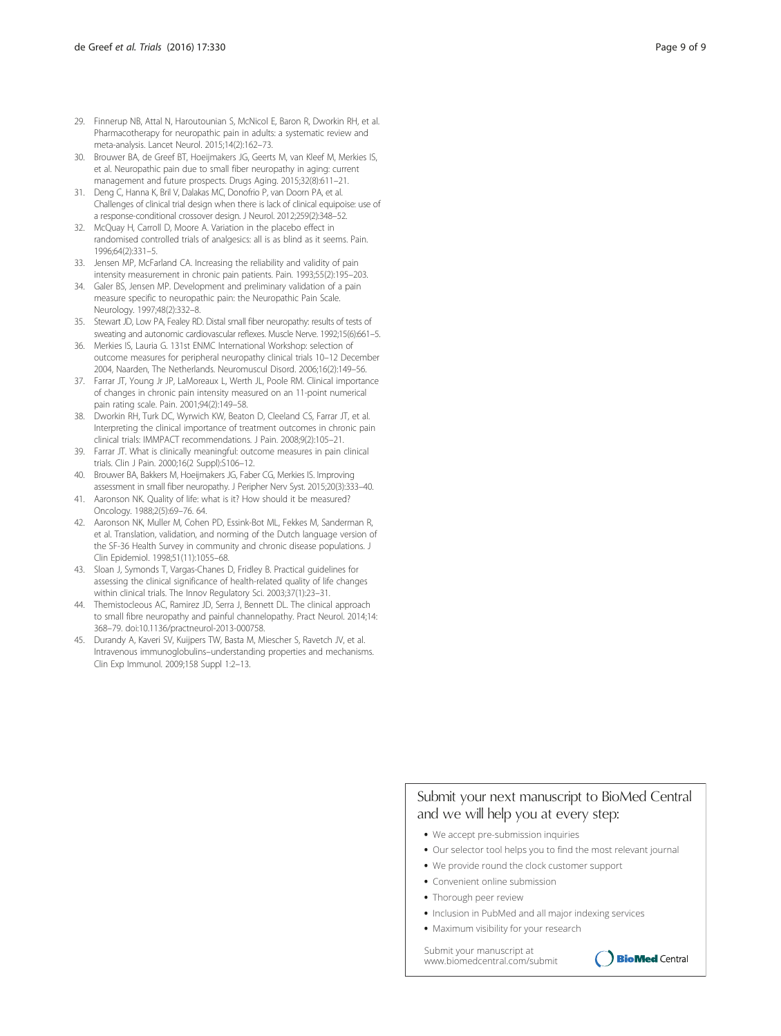29. Finnerup NB, Attal N, Haroutounian S, McNicol E, Baron R, Dworkin RH, et al. Pharmacotherapy for neuropathic pain in adults: a systematic review and meta-analysis. Lancet Neurol. 2015;14(2):162–73.
30. Brouwer BA, de Greef BT, Hoeijmakers JG, Geerts M, van Kleef M, Merkies IS, et al. Neuropathic pain due to small fiber neuropathy in aging: current management and future prospects. Drugs Aging. 2015;32(8):611–21.
31. Deng C, Hanna K, Bril V, Dalakas MC, Donofrio P, van Doorn PA, et al. Challenges of clinical trial design when there is lack of clinical equipoise: use of a response-conditional crossover design. J Neurol. 2012;259(2):348–52.
32. McQuay H, Carroll D, Moore A. Variation in the placebo effect in randomised controlled trials of analgesics: all is as blind as it seems. Pain. 1996;64(2):331–5.
33. Jensen MP, McFarland CA. Increasing the reliability and validity of pain intensity measurement in chronic pain patients. Pain. 1993;55(2):195–203.
34. Galer BS, Jensen MP. Development and preliminary validation of a pain measure specific to neuropathic pain: the Neuropathic Pain Scale. Neurology. 1997;48(2):332–8.
35. Stewart JD, Low PA, Fealey RD. Distal small fiber neuropathy: results of tests of sweating and autonomic cardiovascular reflexes. Muscle Nerve. 1992;15(6):661–5.
36. Merkies IS, Lauria G. 131st ENMC International Workshop: selection of outcome measures for peripheral neuropathy clinical trials 10–12 December 2004, Naarden, The Netherlands. Neuromuscul Disord. 2006;16(2):149–56.
37. Farrar JT, Young Jr JP, LaMoreaux L, Werth JL, Poole RM. Clinical importance of changes in chronic pain intensity measured on an 11-point numerical pain rating scale. Pain. 2001;94(2):149–58.
38. Dworkin RH, Turk DC, Wyrwich KW, Beaton D, Cleeland CS, Farrar JT, et al. Interpreting the clinical importance of treatment outcomes in chronic pain clinical trials: IMMPACT recommendations. J Pain. 2008;9(2):105–21.
39. Farrar JT. What is clinically meaningful: outcome measures in pain clinical trials. Clin J Pain. 2000;16(2 Suppl):S106–12.
40. Brouwer BA, Bakkers M, Hoeijmakers JG, Faber CG, Merkies IS. Improving assessment in small fiber neuropathy. J Peripher Nerv Syst. 2015;20(3):333–40.
41. Aaronson NK. Quality of life: what is it? How should it be measured? Oncology. 1988;2(5):69–76. 64.
42. Aaronson NK, Muller M, Cohen PD, Essink-Bot ML, Fekkes M, Sanderman R, et al. Translation, validation, and norming of the Dutch language version of the SF-36 Health Survey in community and chronic disease populations. J Clin Epidemiol. 1998;51(11):1055–68.
43. Sloan J, Symonds T, Vargas-Chanes D, Fridley B. Practical guidelines for assessing the clinical significance of health-related quality of life changes within clinical trials. The Innov Regulatory Sci. 2003;37(1):23–31.
44. Themistocleous AC, Ramirez JD, Serra J, Bennett DL. The clinical approach to small fibre neuropathy and painful channelopathy. Pract Neurol. 2014;14:368–79. doi:10.1136/practneurol-2013-000758.
45. Durandy A, Kaveri SV, Kuijpers TW, Basta M, Miescher S, Ravetch JV, et al. Intravenous immunoglobulins–understanding properties and mechanisms. Clin Exp Immunol. 2009;158 Suppl 1:2–13.

Submit your next manuscript to BioMed Central and we will help you at every step:

- We accept pre-submission inquiries
- Our selector tool helps you to find the most relevant journal
- We provide round the clock customer support
- Convenient online submission
- Thorough peer review
- Inclusion in PubMed and all major indexing services
- Maximum visibility for your research

Submit your manuscript at
www.biomedcentral.com/submit

BioMed Central